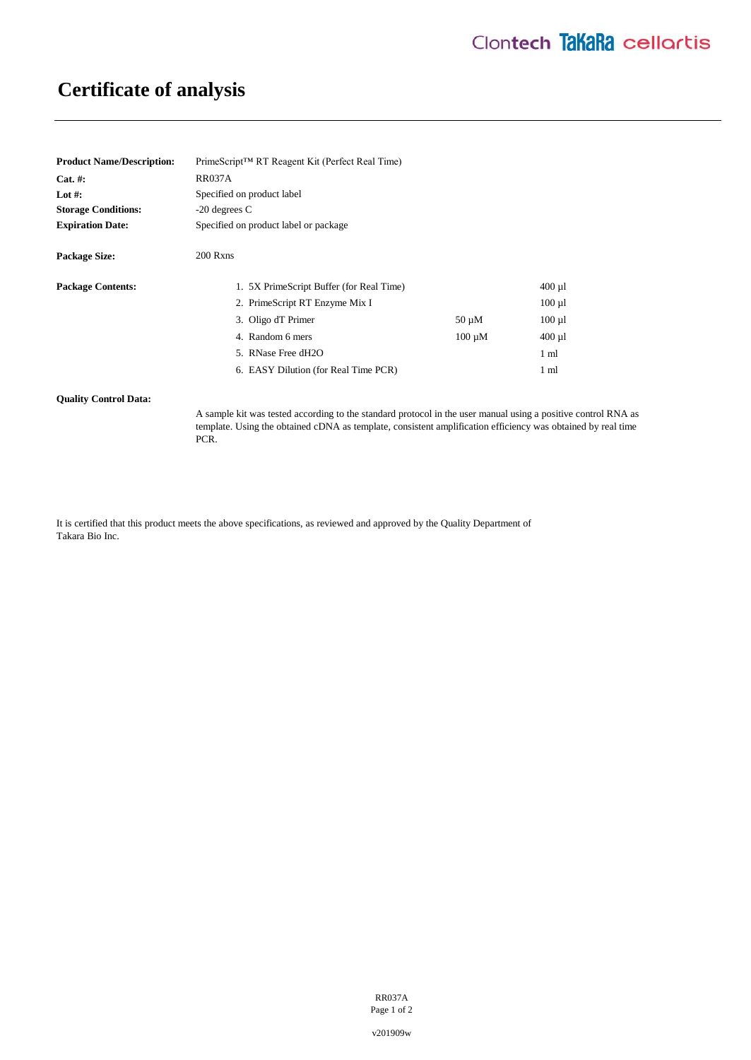# Certificate of analysis

**Product Name/Description:** PrimeScript™ RT Reagent Kit (Perfect Real Time)

**Cat. #:** RR037A

**Lot #:** Specified on product label

**Storage Conditions:** -20 degrees C

**Expiration Date:** Specified on product label or package

**Package Size:** 200 Rxns

**Package Contents:**

| | Component | Concentration | Volume |
|---|---|---|---|
| 1. | 5X PrimeScript Buffer (for Real Time) | | 400 µl |
| 2. | PrimeScript RT Enzyme Mix I | | 100 µl |
| 3. | Oligo dT Primer | 50 µM | 100 µl |
| 4. | Random 6 mers | 100 µM | 400 µl |
| 5. | RNase Free dH2O | | 1 ml |
| 6. | EASY Dilution (for Real Time PCR) | | 1 ml |

**Quality Control Data:**

A sample kit was tested according to the standard protocol in the user manual using a positive control RNA as template. Using the obtained cDNA as template, consistent amplification efficiency was obtained by real time PCR.

It is certified that this product meets the above specifications, as reviewed and approved by the Quality Department of Takara Bio Inc.

v201909w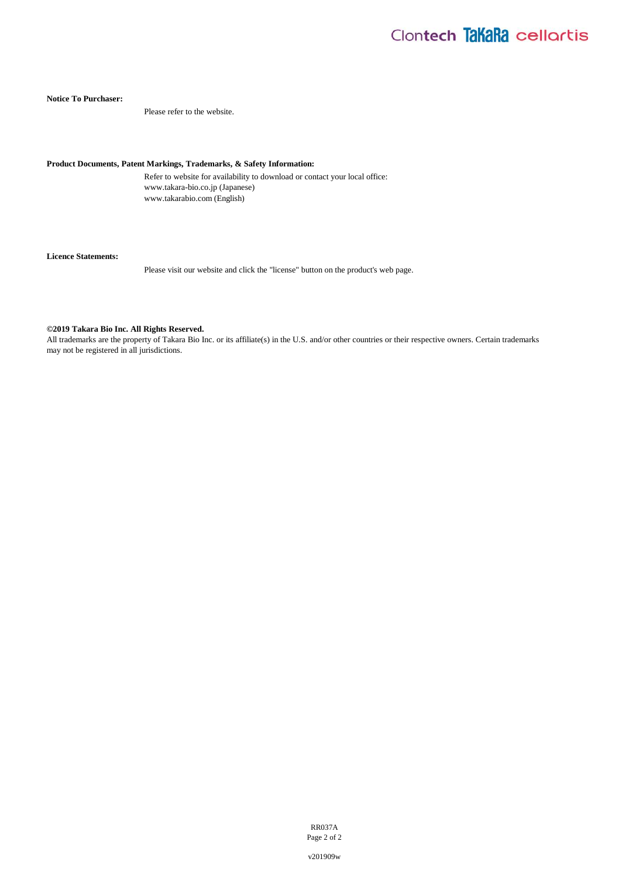**Notice To Purchaser:**

Please refer to the website.

**Product Documents, Patent Markings, Trademarks, & Safety Information:**

Refer to website for availability to download or contact your local office:
www.takara-bio.co.jp (Japanese)
www.takarabio.com (English)

**Licence Statements:**

Please visit our website and click the "license" button on the product's web page.

**©2019 Takara Bio Inc. All Rights Reserved.**
All trademarks are the property of Takara Bio Inc. or its affiliate(s) in the U.S. and/or other countries or their respective owners. Certain trademarks may not be registered in all jurisdictions.

RR037A

v201909w